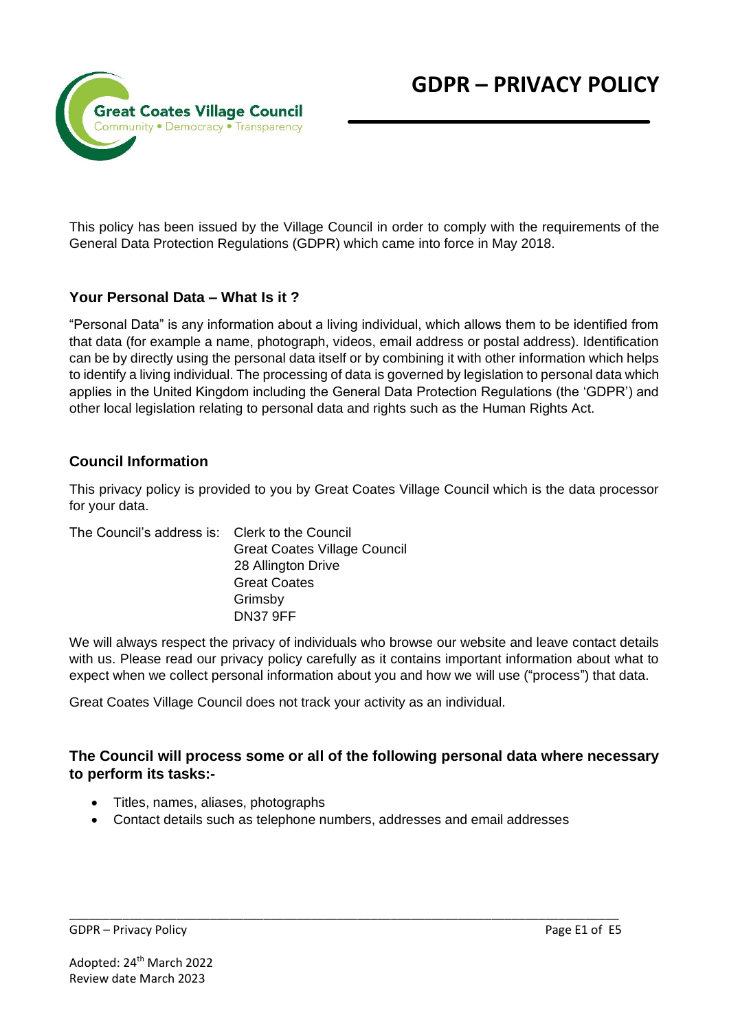# GDPR – PRIVACY POLICY

Great Coates Village Council
Community • Democracy • Transparency

This policy has been issued by the Village Council in order to comply with the requirements of the General Data Protection Regulations (GDPR) which came into force in May 2018.

## Your Personal Data – What Is it ?

"Personal Data" is any information about a living individual, which allows them to be identified from that data (for example a name, photograph, videos, email address or postal address). Identification can be by directly using the personal data itself or by combining it with other information which helps to identify a living individual. The processing of data is governed by legislation to personal data which applies in the United Kingdom including the General Data Protection Regulations (the 'GDPR') and other local legislation relating to personal data and rights such as the Human Rights Act.

## Council Information

This privacy policy is provided to you by Great Coates Village Council which is the data processor for your data.

The Council's address is: Clerk to the Council
Great Coates Village Council
28 Allington Drive
Great Coates
Grimsby
DN37 9FF

We will always respect the privacy of individuals who browse our website and leave contact details with us. Please read our privacy policy carefully as it contains important information about what to expect when we collect personal information about you and how we will use ("process") that data.

Great Coates Village Council does not track your activity as an individual.

## The Council will process some or all of the following personal data where necessary to perform its tasks:-

- Titles, names, aliases, photographs
- Contact details such as telephone numbers, addresses and email addresses

Adopted: 24th March 2022
Review date March 2023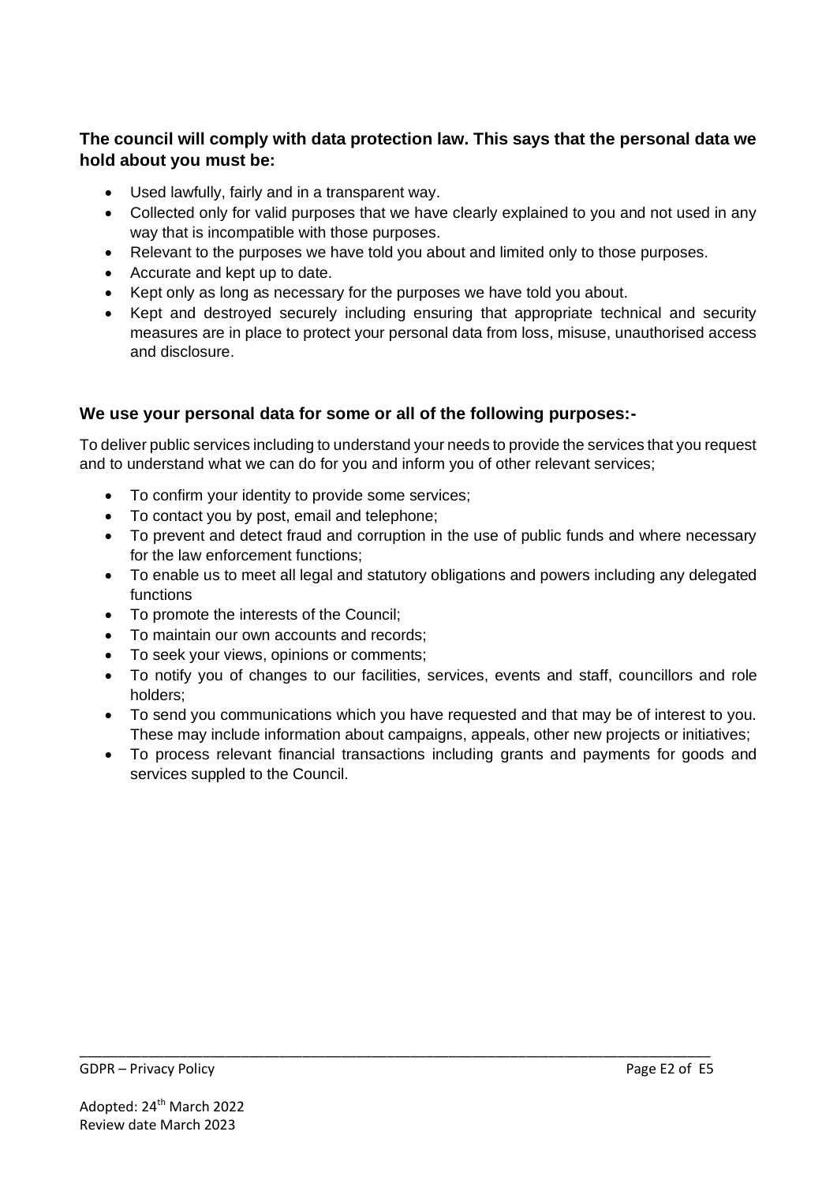### The council will comply with data protection law. This says that the personal data we hold about you must be:

- Used lawfully, fairly and in a transparent way.
- Collected only for valid purposes that we have clearly explained to you and not used in any way that is incompatible with those purposes.
- Relevant to the purposes we have told you about and limited only to those purposes.
- Accurate and kept up to date.
- Kept only as long as necessary for the purposes we have told you about.
- Kept and destroyed securely including ensuring that appropriate technical and security measures are in place to protect your personal data from loss, misuse, unauthorised access and disclosure.

### We use your personal data for some or all of the following purposes:-

To deliver public services including to understand your needs to provide the services that you request and to understand what we can do for you and inform you of other relevant services;

- To confirm your identity to provide some services;
- To contact you by post, email and telephone;
- To prevent and detect fraud and corruption in the use of public funds and where necessary for the law enforcement functions;
- To enable us to meet all legal and statutory obligations and powers including any delegated functions
- To promote the interests of the Council;
- To maintain our own accounts and records;
- To seek your views, opinions or comments;
- To notify you of changes to our facilities, services, events and staff, councillors and role holders;
- To send you communications which you have requested and that may be of interest to you. These may include information about campaigns, appeals, other new projects or initiatives;
- To process relevant financial transactions including grants and payments for goods and services suppled to the Council.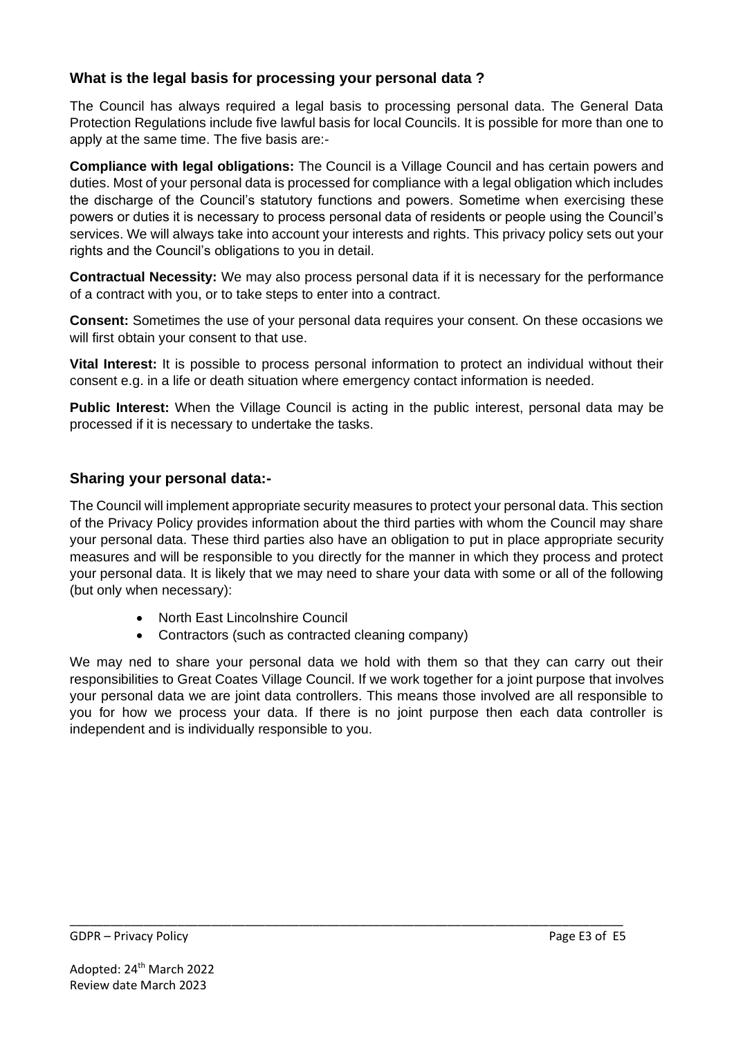### What is the legal basis for processing your personal data ?

The Council has always required a legal basis to processing personal data. The General Data Protection Regulations include five lawful basis for local Councils. It is possible for more than one to apply at the same time. The five basis are:-

**Compliance with legal obligations:** The Council is a Village Council and has certain powers and duties. Most of your personal data is processed for compliance with a legal obligation which includes the discharge of the Council's statutory functions and powers. Sometime when exercising these powers or duties it is necessary to process personal data of residents or people using the Council's services. We will always take into account your interests and rights. This privacy policy sets out your rights and the Council's obligations to you in detail.

**Contractual Necessity:** We may also process personal data if it is necessary for the performance of a contract with you, or to take steps to enter into a contract.

**Consent:** Sometimes the use of your personal data requires your consent. On these occasions we will first obtain your consent to that use.

**Vital Interest:** It is possible to process personal information to protect an individual without their consent e.g. in a life or death situation where emergency contact information is needed.

**Public Interest:** When the Village Council is acting in the public interest, personal data may be processed if it is necessary to undertake the tasks.

### Sharing your personal data:-

The Council will implement appropriate security measures to protect your personal data. This section of the Privacy Policy provides information about the third parties with whom the Council may share your personal data. These third parties also have an obligation to put in place appropriate security measures and will be responsible to you directly for the manner in which they process and protect your personal data. It is likely that we may need to share your data with some or all of the following (but only when necessary):

- North East Lincolnshire Council
- Contractors (such as contracted cleaning company)

We may ned to share your personal data we hold with them so that they can carry out their responsibilities to Great Coates Village Council. If we work together for a joint purpose that involves your personal data we are joint data controllers. This means those involved are all responsible to you for how we process your data. If there is no joint purpose then each data controller is independent and is individually responsible to you.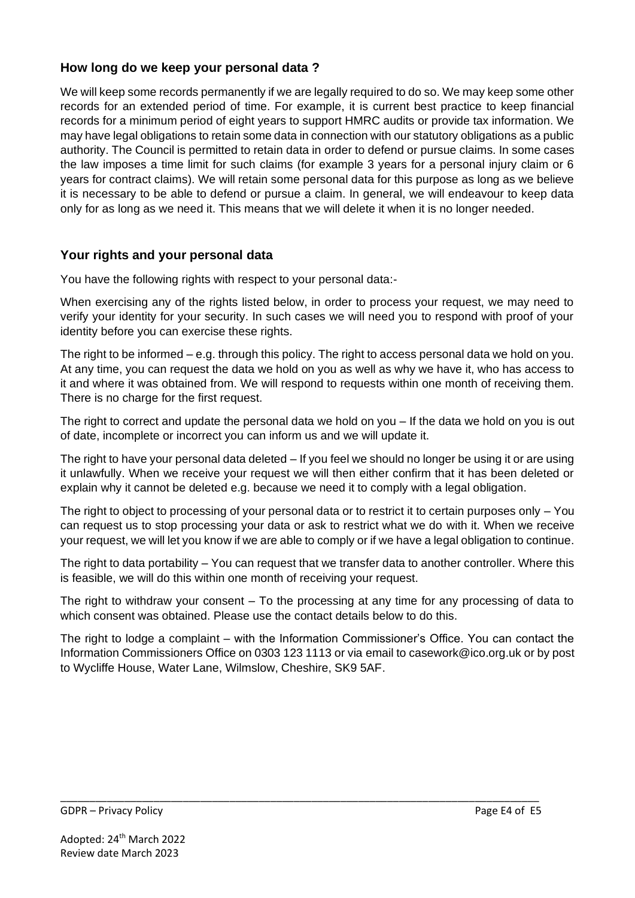## How long do we keep your personal data ?

We will keep some records permanently if we are legally required to do so. We may keep some other records for an extended period of time. For example, it is current best practice to keep financial records for a minimum period of eight years to support HMRC audits or provide tax information. We may have legal obligations to retain some data in connection with our statutory obligations as a public authority. The Council is permitted to retain data in order to defend or pursue claims. In some cases the law imposes a time limit for such claims (for example 3 years for a personal injury claim or 6 years for contract claims). We will retain some personal data for this purpose as long as we believe it is necessary to be able to defend or pursue a claim. In general, we will endeavour to keep data only for as long as we need it. This means that we will delete it when it is no longer needed.

## Your rights and your personal data

You have the following rights with respect to your personal data:-

When exercising any of the rights listed below, in order to process your request, we may need to verify your identity for your security. In such cases we will need you to respond with proof of your identity before you can exercise these rights.

The right to be informed – e.g. through this policy. The right to access personal data we hold on you. At any time, you can request the data we hold on you as well as why we have it, who has access to it and where it was obtained from. We will respond to requests within one month of receiving them. There is no charge for the first request.

The right to correct and update the personal data we hold on you – If the data we hold on you is out of date, incomplete or incorrect you can inform us and we will update it.

The right to have your personal data deleted – If you feel we should no longer be using it or are using it unlawfully. When we receive your request we will then either confirm that it has been deleted or explain why it cannot be deleted e.g. because we need it to comply with a legal obligation.

The right to object to processing of your personal data or to restrict it to certain purposes only – You can request us to stop processing your data or ask to restrict what we do with it. When we receive your request, we will let you know if we are able to comply or if we have a legal obligation to continue.

The right to data portability – You can request that we transfer data to another controller. Where this is feasible, we will do this within one month of receiving your request.

The right to withdraw your consent – To the processing at any time for any processing of data to which consent was obtained. Please use the contact details below to do this.

The right to lodge a complaint – with the Information Commissioner's Office. You can contact the Information Commissioners Office on 0303 123 1113 or via email to casework@ico.org.uk or by post to Wycliffe House, Water Lane, Wilmslow, Cheshire, SK9 5AF.

Adopted: 24th March 2022
Review date March 2023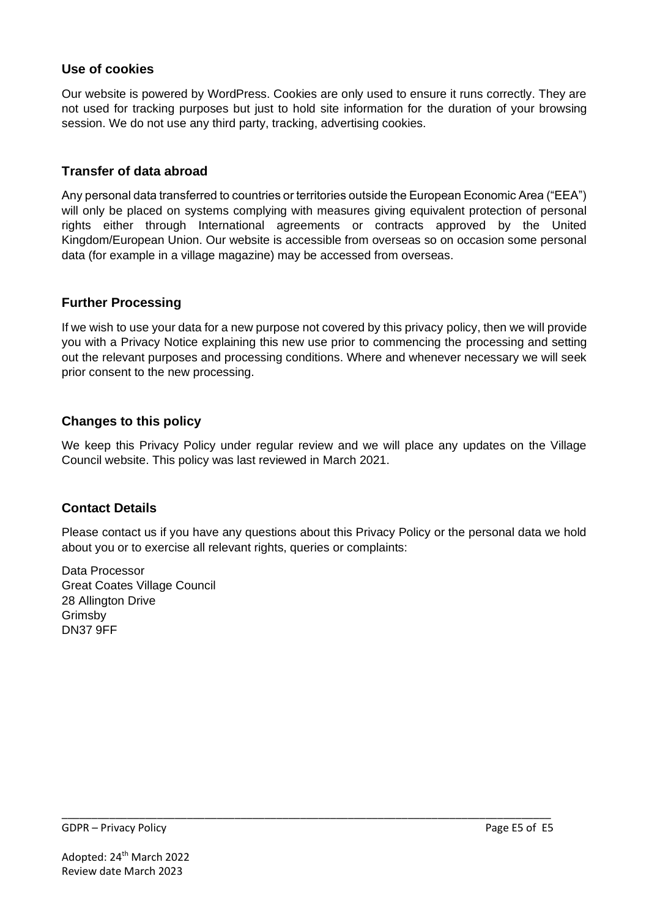## Use of cookies

Our website is powered by WordPress. Cookies are only used to ensure it runs correctly. They are not used for tracking purposes but just to hold site information for the duration of your browsing session. We do not use any third party, tracking, advertising cookies.

## Transfer of data abroad

Any personal data transferred to countries or territories outside the European Economic Area ("EEA") will only be placed on systems complying with measures giving equivalent protection of personal rights either through International agreements or contracts approved by the United Kingdom/European Union. Our website is accessible from overseas so on occasion some personal data (for example in a village magazine) may be accessed from overseas.

## Further Processing

If we wish to use your data for a new purpose not covered by this privacy policy, then we will provide you with a Privacy Notice explaining this new use prior to commencing the processing and setting out the relevant purposes and processing conditions. Where and whenever necessary we will seek prior consent to the new processing.

## Changes to this policy

We keep this Privacy Policy under regular review and we will place any updates on the Village Council website. This policy was last reviewed in March 2021.

## Contact Details

Please contact us if you have any questions about this Privacy Policy or the personal data we hold about you or to exercise all relevant rights, queries or complaints:

Data Processor
Great Coates Village Council
28 Allington Drive
Grimsby
DN37 9FF

Adopted: 24th March 2022
Review date March 2023